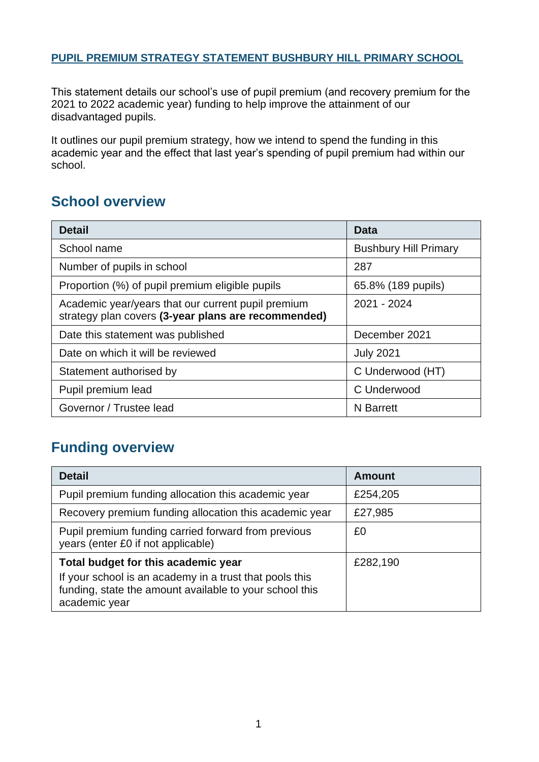**PUPIL PREMIUM STRATEGY STATEMENT BUSHBURY HILL PRIMARY SCHOOL**

This statement details our school's use of pupil premium (and recovery premium for the 2021 to 2022 academic year) funding to help improve the attainment of our disadvantaged pupils.

It outlines our pupil premium strategy, how we intend to spend the funding in this academic year and the effect that last year's spending of pupil premium had within our school.

## School overview

| Detail | Data |
|---|---|
| School name | Bushbury Hill Primary |
| Number of pupils in school | 287 |
| Proportion (%) of pupil premium eligible pupils | 65.8% (189 pupils) |
| Academic year/years that our current pupil premium strategy plan covers **(3-year plans are recommended)** | 2021 - 2024 |
| Date this statement was published | December 2021 |
| Date on which it will be reviewed | July 2021 |
| Statement authorised by | C Underwood (HT) |
| Pupil premium lead | C Underwood |
| Governor / Trustee lead | N Barrett |

## Funding overview

| Detail | Amount |
|---|---|
| Pupil premium funding allocation this academic year | £254,205 |
| Recovery premium funding allocation this academic year | £27,985 |
| Pupil premium funding carried forward from previous years (enter £0 if not applicable) | £0 |
| **Total budget for this academic year** If your school is an academy in a trust that pools this funding, state the amount available to your school this academic year | £282,190 |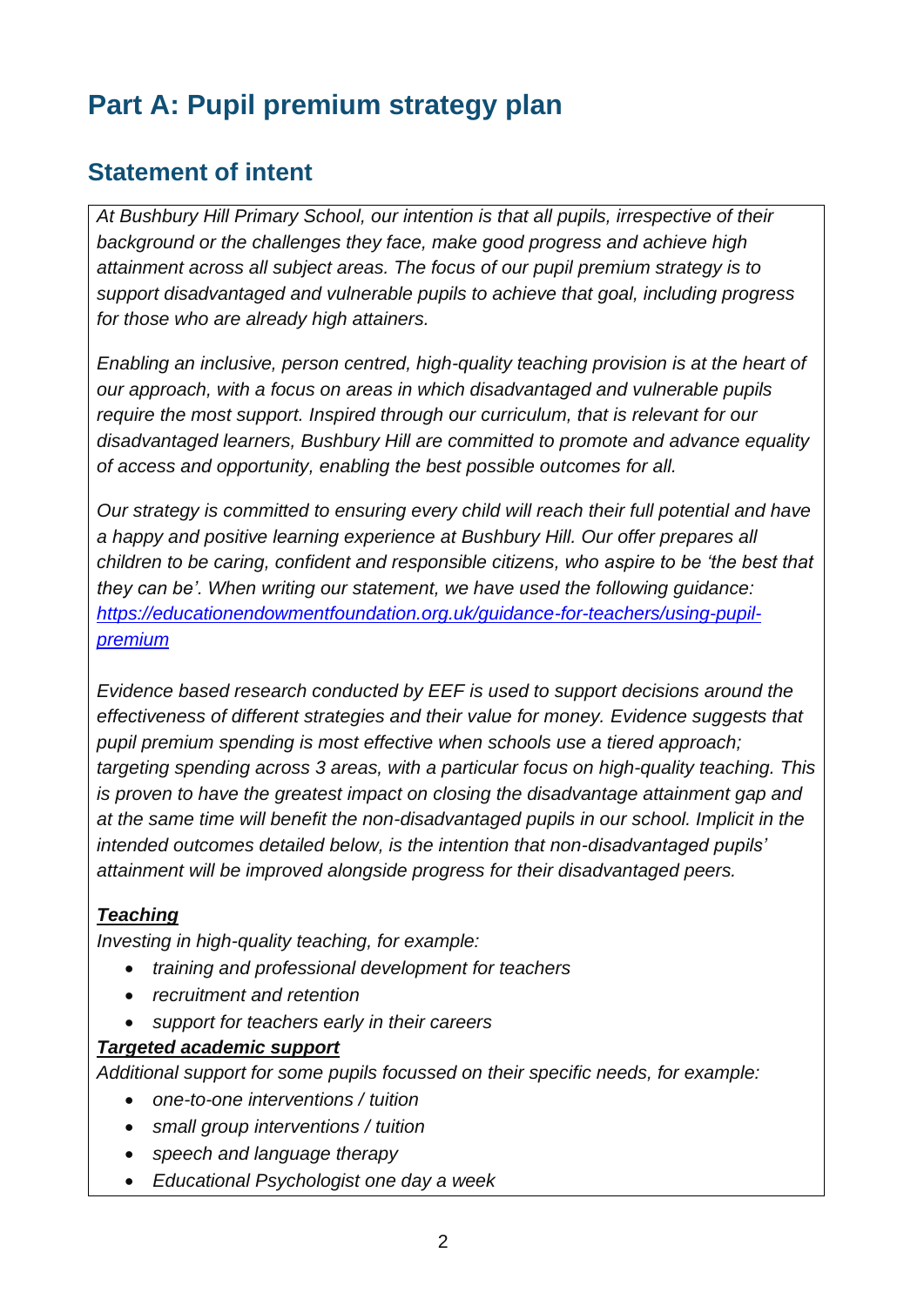# Part A: Pupil premium strategy plan

## Statement of intent

*At Bushbury Hill Primary School, our intention is that all pupils, irrespective of their background or the challenges they face, make good progress and achieve high attainment across all subject areas. The focus of our pupil premium strategy is to support disadvantaged and vulnerable pupils to achieve that goal, including progress for those who are already high attainers.*

*Enabling an inclusive, person centred, high-quality teaching provision is at the heart of our approach, with a focus on areas in which disadvantaged and vulnerable pupils require the most support. Inspired through our curriculum, that is relevant for our disadvantaged learners, Bushbury Hill are committed to promote and advance equality of access and opportunity, enabling the best possible outcomes for all.*

*Our strategy is committed to ensuring every child will reach their full potential and have a happy and positive learning experience at Bushbury Hill. Our offer prepares all children to be caring, confident and responsible citizens, who aspire to be 'the best that they can be'. When writing our statement, we have used the following guidance:* [*https://educationendowmentfoundation.org.uk/guidance-for-teachers/using-pupil-premium*](https://educationendowmentfoundation.org.uk/guidance-for-teachers/using-pupil-premium)

*Evidence based research conducted by EEF is used to support decisions around the effectiveness of different strategies and their value for money. Evidence suggests that pupil premium spending is most effective when schools use a tiered approach; targeting spending across 3 areas, with a particular focus on high-quality teaching. This is proven to have the greatest impact on closing the disadvantage attainment gap and at the same time will benefit the non-disadvantaged pupils in our school. Implicit in the intended outcomes detailed below, is the intention that non-disadvantaged pupils' attainment will be improved alongside progress for their disadvantaged peers.*

***Teaching***

*Investing in high-quality teaching, for example:*

- *training and professional development for teachers*
- *recruitment and retention*
- *support for teachers early in their careers*

***Targeted academic support***

*Additional support for some pupils focussed on their specific needs, for example:*

- *one-to-one interventions / tuition*
- *small group interventions / tuition*
- *speech and language therapy*
- *Educational Psychologist one day a week*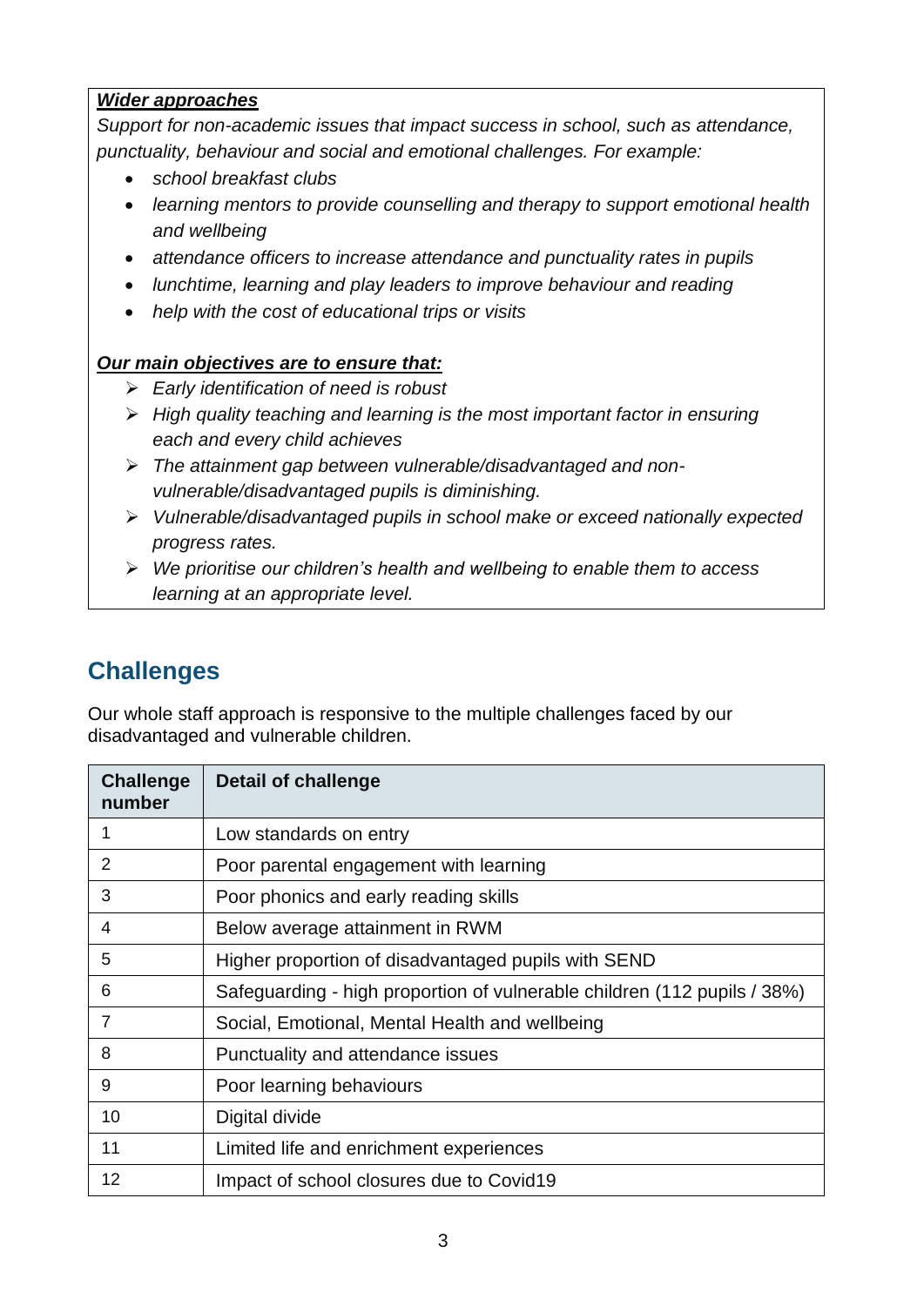***Wider approaches***

*Support for non-academic issues that impact success in school, such as attendance, punctuality, behaviour and social and emotional challenges. For example:*

- *school breakfast clubs*
- *learning mentors to provide counselling and therapy to support emotional health and wellbeing*
- *attendance officers to increase attendance and punctuality rates in pupils*
- *lunchtime, learning and play leaders to improve behaviour and reading*
- *help with the cost of educational trips or visits*

***Our main objectives are to ensure that:***

- *Early identification of need is robust*
- *High quality teaching and learning is the most important factor in ensuring each and every child achieves*
- *The attainment gap between vulnerable/disadvantaged and non-vulnerable/disadvantaged pupils is diminishing.*
- *Vulnerable/disadvantaged pupils in school make or exceed nationally expected progress rates.*
- *We prioritise our children's health and wellbeing to enable them to access learning at an appropriate level.*

## Challenges

Our whole staff approach is responsive to the multiple challenges faced by our disadvantaged and vulnerable children.

| Challenge number | Detail of challenge |
|---|---|
| 1 | Low standards on entry |
| 2 | Poor parental engagement with learning |
| 3 | Poor phonics and early reading skills |
| 4 | Below average attainment in RWM |
| 5 | Higher proportion of disadvantaged pupils with SEND |
| 6 | Safeguarding - high proportion of vulnerable children (112 pupils / 38%) |
| 7 | Social, Emotional, Mental Health and wellbeing |
| 8 | Punctuality and attendance issues |
| 9 | Poor learning behaviours |
| 10 | Digital divide |
| 11 | Limited life and enrichment experiences |
| 12 | Impact of school closures due to Covid19 |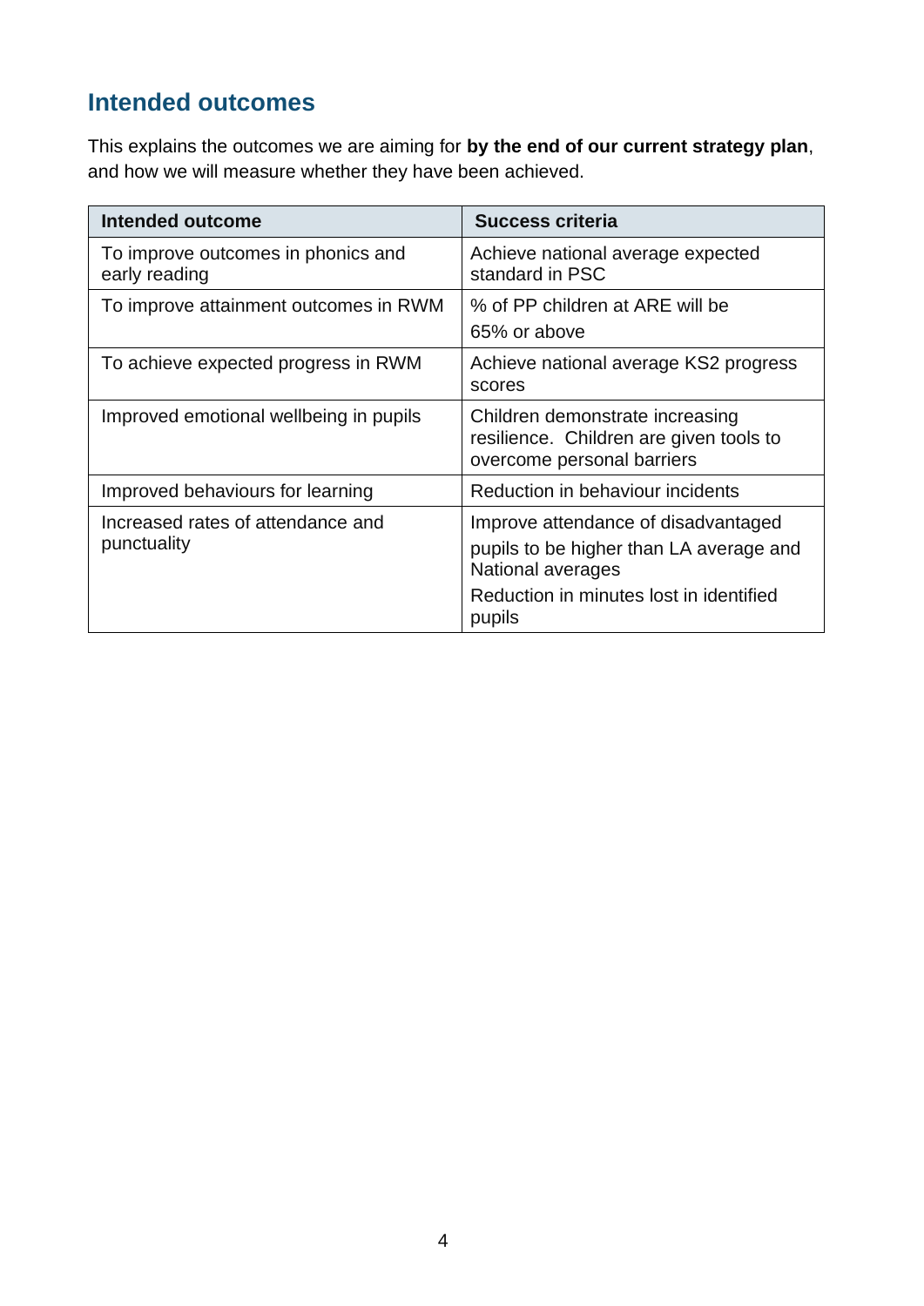## Intended outcomes

This explains the outcomes we are aiming for **by the end of our current strategy plan**, and how we will measure whether they have been achieved.

| Intended outcome | Success criteria |
| --- | --- |
| To improve outcomes in phonics and early reading | Achieve national average expected standard in PSC |
| To improve attainment outcomes in RWM | % of PP children at ARE will be 65% or above |
| To achieve expected progress in RWM | Achieve national average KS2 progress scores |
| Improved emotional wellbeing in pupils | Children demonstrate increasing resilience. Children are given tools to overcome personal barriers |
| Improved behaviours for learning | Reduction in behaviour incidents |
| Increased rates of attendance and punctuality | Improve attendance of disadvantaged pupils to be higher than LA average and National averages<br>Reduction in minutes lost in identified pupils |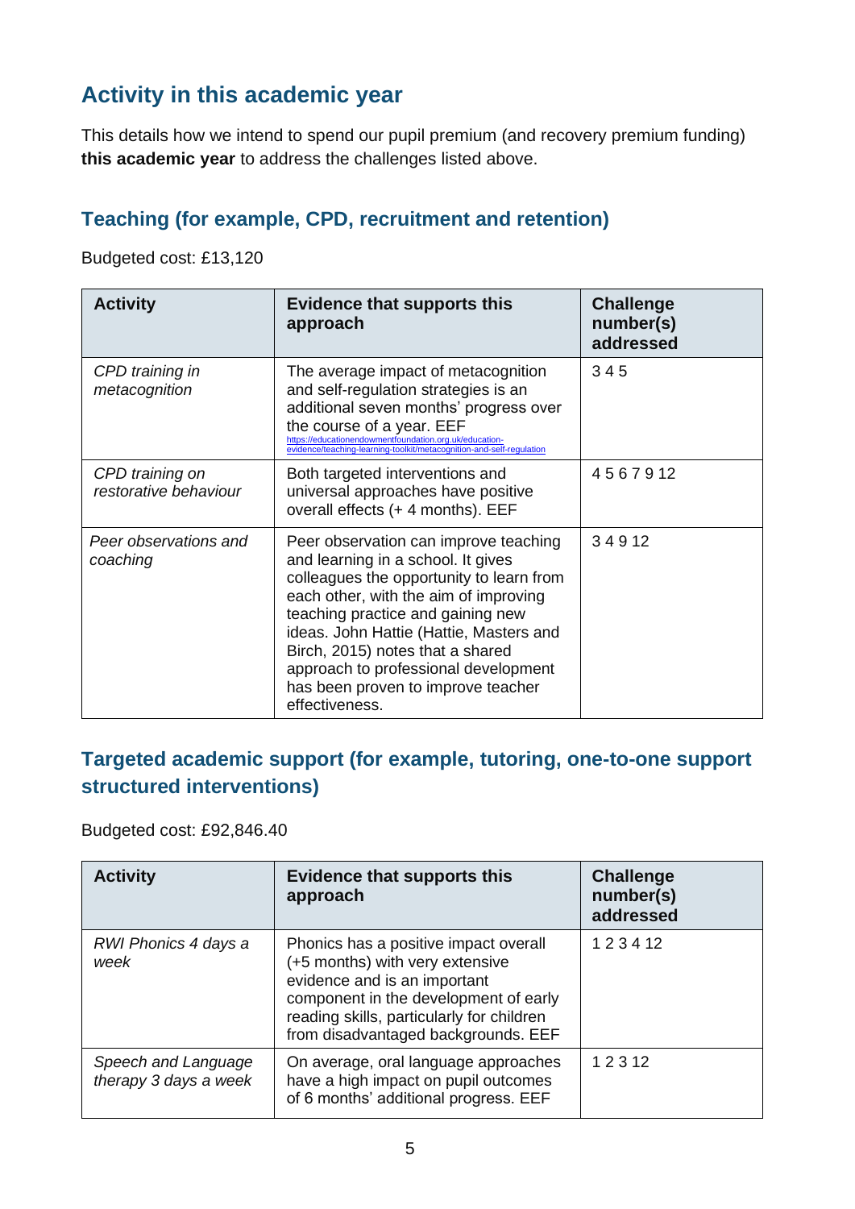## Activity in this academic year

This details how we intend to spend our pupil premium (and recovery premium funding) **this academic year** to address the challenges listed above.

### Teaching (for example, CPD, recruitment and retention)

Budgeted cost: £13,120

| Activity | Evidence that supports this approach | Challenge number(s) addressed |
|---|---|---|
| *CPD training in metacognition* | The average impact of metacognition and self-regulation strategies is an additional seven months' progress over the course of a year. EEF https://educationendowmentfoundation.org.uk/education-evidence/teaching-learning-toolkit/metacognition-and-self-regulation | 3 4 5 |
| *CPD training on restorative behaviour* | Both targeted interventions and universal approaches have positive overall effects (+ 4 months). EEF | 4 5 6 7 9 12 |
| *Peer observations and coaching* | Peer observation can improve teaching and learning in a school. It gives colleagues the opportunity to learn from each other, with the aim of improving teaching practice and gaining new ideas. John Hattie (Hattie, Masters and Birch, 2015) notes that a shared approach to professional development has been proven to improve teacher effectiveness. | 3 4 9 12 |

### Targeted academic support (for example, tutoring, one-to-one support structured interventions)

Budgeted cost: £92,846.40

| Activity | Evidence that supports this approach | Challenge number(s) addressed |
|---|---|---|
| *RWI Phonics 4 days a week* | Phonics has a positive impact overall (+5 months) with very extensive evidence and is an important component in the development of early reading skills, particularly for children from disadvantaged backgrounds. EEF | 1 2 3 4 12 |
| *Speech and Language therapy 3 days a week* | On average, oral language approaches have a high impact on pupil outcomes of 6 months' additional progress. EEF | 1 2 3 12 |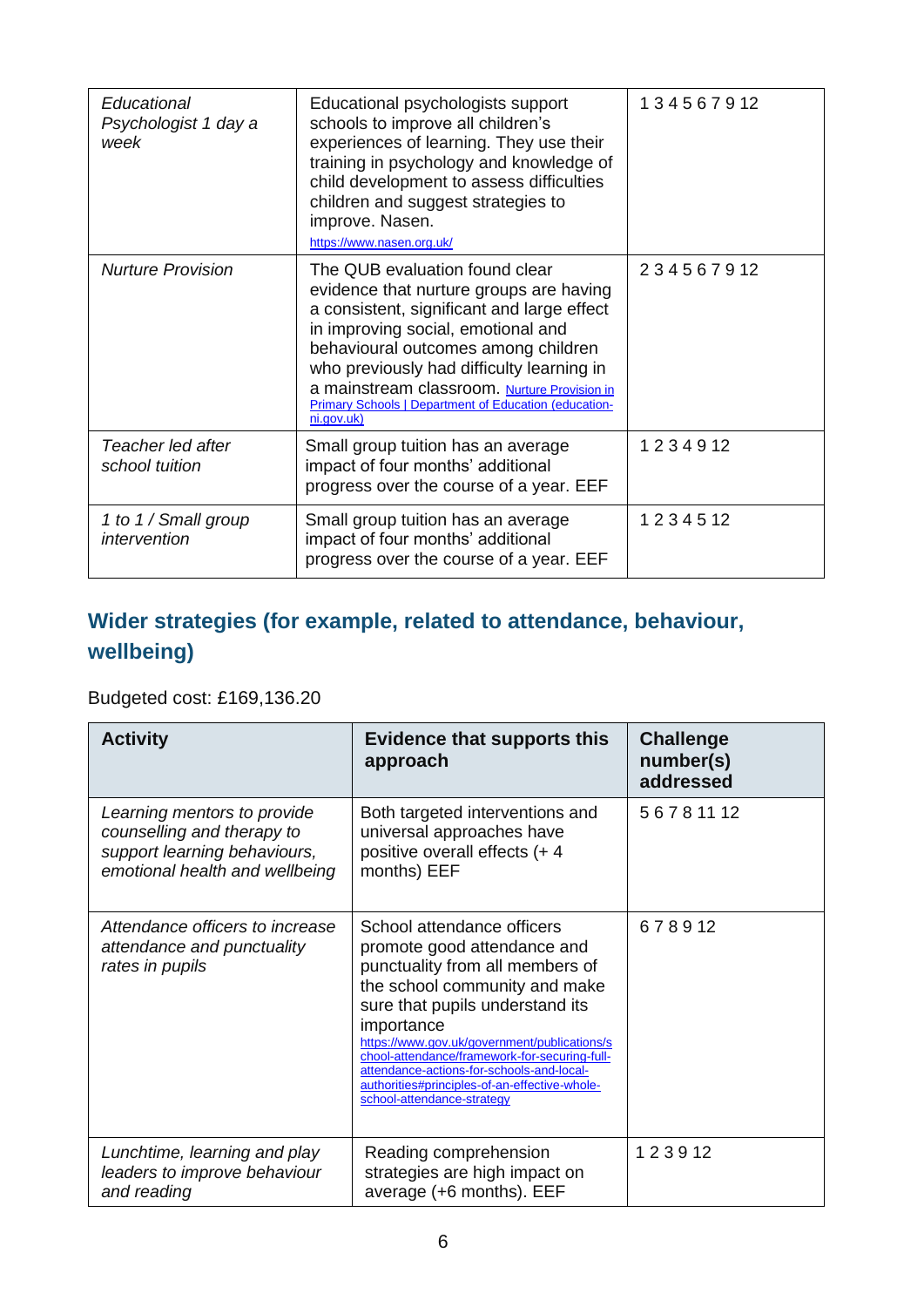| | | |
|---|---|---|
| *Educational Psychologist 1 day a week* | Educational psychologists support schools to improve all children's experiences of learning. They use their training in psychology and knowledge of child development to assess difficulties children and suggest strategies to improve. Nasen. https://www.nasen.org.uk/ | 1 3 4 5 6 7 9 12 |
| *Nurture Provision* | The QUB evaluation found clear evidence that nurture groups are having a consistent, significant and large effect in improving social, emotional and behavioural outcomes among children who previously had difficulty learning in a mainstream classroom. Nurture Provision in Primary Schools \| Department of Education (education-ni.gov.uk) | 2 3 4 5 6 7 9 12 |
| *Teacher led after school tuition* | Small group tuition has an average impact of four months' additional progress over the course of a year. EEF | 1 2 3 4 9 12 |
| *1 to 1 / Small group intervention* | Small group tuition has an average impact of four months' additional progress over the course of a year. EEF | 1 2 3 4 5 12 |

## Wider strategies (for example, related to attendance, behaviour, wellbeing)

Budgeted cost: £169,136.20

| Activity | Evidence that supports this approach | Challenge number(s) addressed |
|---|---|---|
| *Learning mentors to provide counselling and therapy to support learning behaviours, emotional health and wellbeing* | Both targeted interventions and universal approaches have positive overall effects (+ 4 months) EEF | 5 6 7 8 11 12 |
| *Attendance officers to increase attendance and punctuality rates in pupils* | School attendance officers promote good attendance and punctuality from all members of the school community and make sure that pupils understand its importance https://www.gov.uk/government/publications/school-attendance/framework-for-securing-full-attendance-actions-for-schools-and-local-authorities#principles-of-an-effective-whole-school-attendance-strategy | 6 7 8 9 12 |
| *Lunchtime, learning and play leaders to improve behaviour and reading* | Reading comprehension strategies are high impact on average (+6 months). EEF | 1 2 3 9 12 |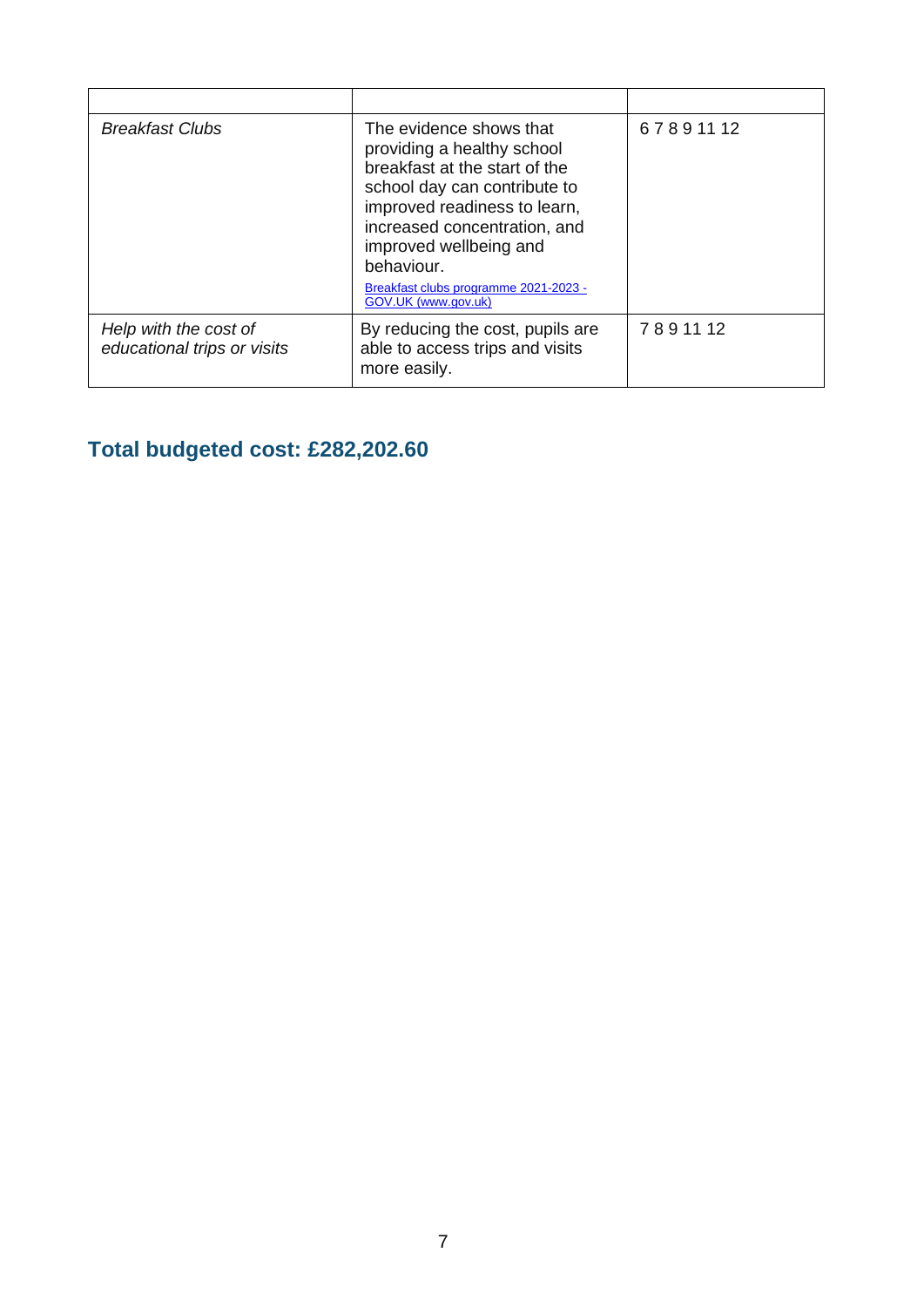| | | |
|---|---|---|
| *Breakfast Clubs* | The evidence shows that providing a healthy school breakfast at the start of the school day can contribute to improved readiness to learn, increased concentration, and improved wellbeing and behaviour. [Breakfast clubs programme 2021-2023 - GOV.UK (www.gov.uk)](https://www.gov.uk) | 6 7 8 9 11 12 |
| *Help with the cost of educational trips or visits* | By reducing the cost, pupils are able to access trips and visits more easily. | 7 8 9 11 12 |

## Total budgeted cost: £282,202.60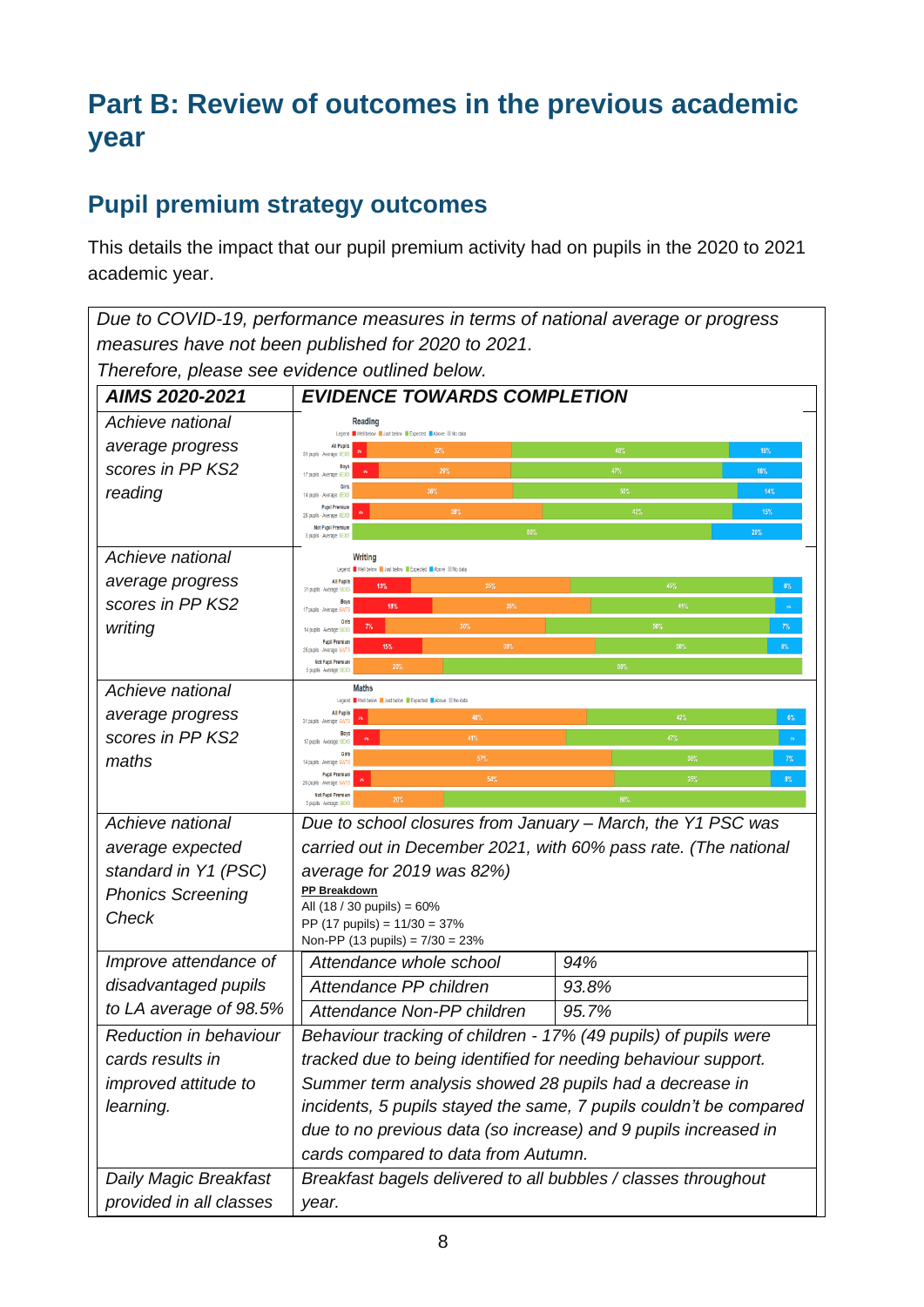# Part B: Review of outcomes in the previous academic year

## Pupil premium strategy outcomes

This details the impact that our pupil premium activity had on pupils in the 2020 to 2021 academic year.

*Due to COVID-19, performance measures in terms of national average or progress measures have not been published for 2020 to 2021.*
*Therefore, please see evidence outlined below.*

| ***AIMS 2020-2021*** | ***EVIDENCE TOWARDS COMPLETION*** |
|---|---|
| *Achieve national average progress scores in PP KS2 reading* | **Reading** — Legend: Well below, Just below, Expected, Above, No data. All Pupils (31 pupils): 3%, 32%, 49%, 16%. Boys (17 pupils): 6%, 29%, 47%, 18%. Girls (14 pupils): 36%, 50%, 14%. Pupil Premium (26 pupils): 4%, 38%, 42%, 15%. Not Pupil Premium (5 pupils): 80%, 20% |
| *Achieve national average progress scores in PP KS2 writing* | **Writing** — Legend: Well below, Just below, Expected, Above, No data. All Pupils (31 pupils): 13%, 35%, 45%, 6%. Boys (17 pupils): 18%, 35%, 41%, 6%. Girls (14 pupils): 7%, 36%, 50%, 7%. Pupil Premium (26 pupils): 15%, 38%, 38%, 8%. Not Pupil Premium (5 pupils): 20%, 80% |
| *Achieve national average progress scores in PP KS2 maths* | **Maths** — Legend: Well below, Just below, Expected, Above, No data. All Pupils (31 pupils): 3%, 48%, 42%, 6%. Boys (17 pupils): 6%, 41%, 47%, 6%. Girls (14 pupils): 57%, 36%, 7%. Pupil Premium (26 pupils): 4%, 54%, 35%, 8%. Not Pupil Premium (5 pupils): 20%, 80% |
| *Achieve national average expected standard in Y1 (PSC) Phonics Screening Check* | *Due to school closures from January – March, the Y1 PSC was carried out in December 2021, with 60% pass rate. (The national average for 2019 was 82%)*<br>**PP Breakdown**<br>All (18 / 30 pupils) = 60%<br>PP (17 pupils) = 11/30 = 37%<br>Non-PP (13 pupils) = 7/30 = 23% |
| *Improve attendance of disadvantaged pupils to LA average of 98.5%* | *Attendance whole school*: *94%*<br>*Attendance PP children*: *93.8%*<br>*Attendance Non-PP children*: *95.7%* |
| *Reduction in behaviour cards results in improved attitude to learning.* | *Behaviour tracking of children - 17% (49 pupils) of pupils were tracked due to being identified for needing behaviour support. Summer term analysis showed 28 pupils had a decrease in incidents, 5 pupils stayed the same, 7 pupils couldn't be compared due to no previous data (so increase) and 9 pupils increased in cards compared to data from Autumn.* |
| *Daily Magic Breakfast provided in all classes* | *Breakfast bagels delivered to all bubbles / classes throughout year.* |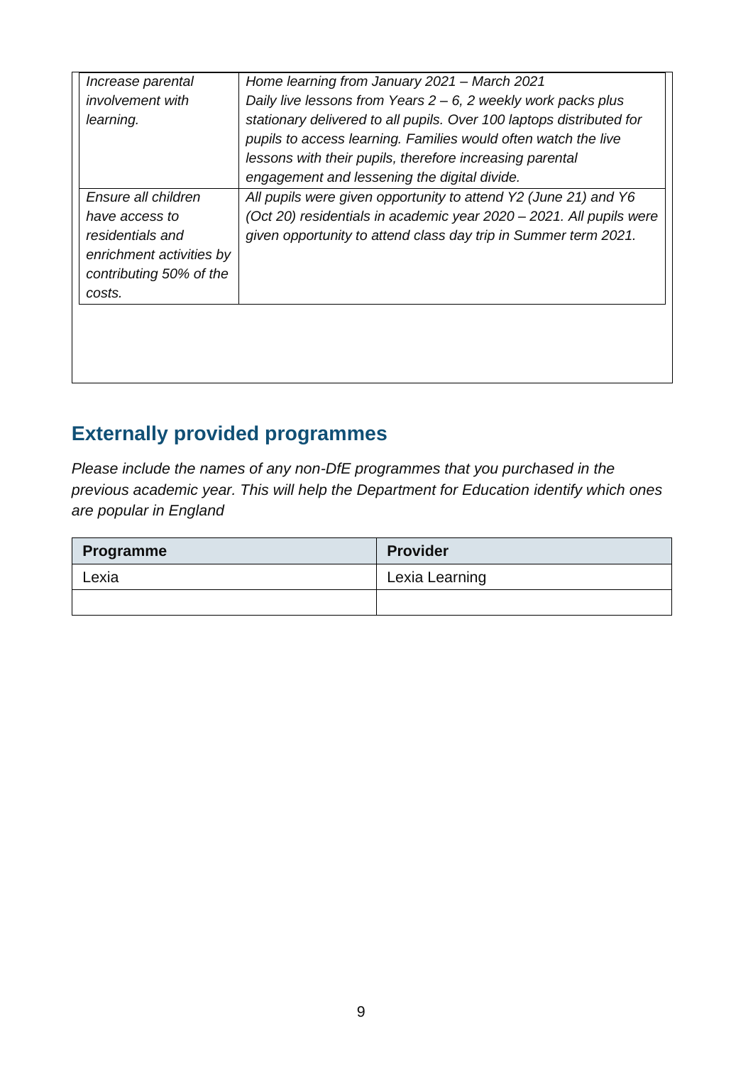| | |
|---|---|
| *Increase parental involvement with learning.* | *Home learning from January 2021 – March 2021 Daily live lessons from Years 2 – 6, 2 weekly work packs plus stationary delivered to all pupils. Over 100 laptops distributed for pupils to access learning. Families would often watch the live lessons with their pupils, therefore increasing parental engagement and lessening the digital divide.* |
| *Ensure all children have access to residentials and enrichment activities by contributing 50% of the costs.* | *All pupils were given opportunity to attend Y2 (June 21) and Y6 (Oct 20) residentials in academic year 2020 – 2021. All pupils were given opportunity to attend class day trip in Summer term 2021.* |

## Externally provided programmes

*Please include the names of any non-DfE programmes that you purchased in the previous academic year. This will help the Department for Education identify which ones are popular in England*

| Programme | Provider |
|---|---|
| Lexia | Lexia Learning |
| | |